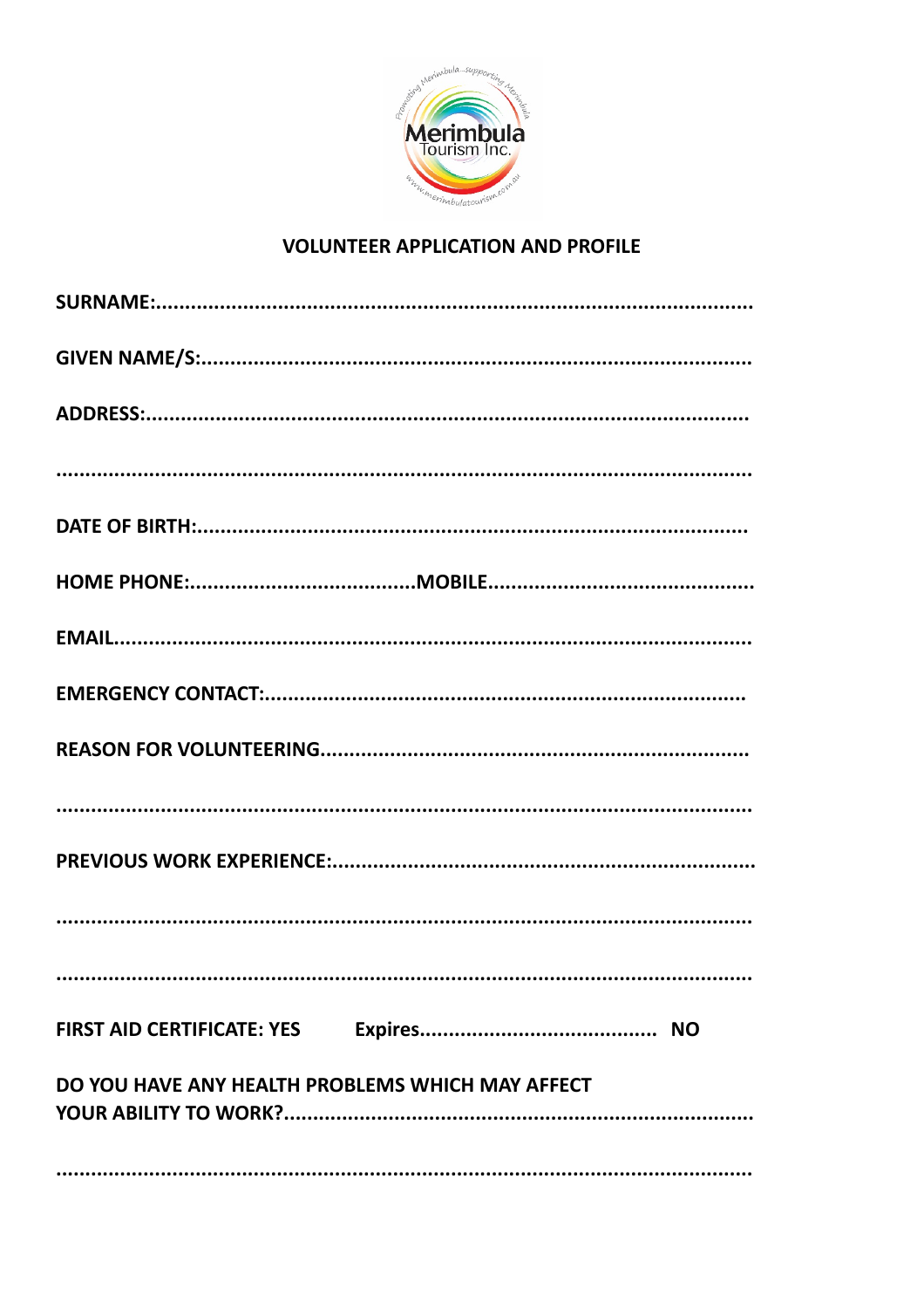Merimbula Tourism Inc.

## VOLUNTEER APPLICATION AND PROFILE

**SURNAME:**.....................................................................................................

**GIVEN NAME/S:**..............................................................................................

**ADDRESS:**.......................................................................................................

..........................................................................................................................

**DATE OF BIRTH:**.............................................................................................

**HOME PHONE:**......................................**MOBILE**.............................................

**EMAIL**.............................................................................................................

**EMERGENCY CONTACT:**.................................................................................

**REASON FOR VOLUNTEERING**.......................................................................

..........................................................................................................................

**PREVIOUS WORK EXPERIENCE:**......................................................................

..........................................................................................................................

..........................................................................................................................

**FIRST AID CERTIFICATE: YES** **Expires**........................................ **NO**

**DO YOU HAVE ANY HEALTH PROBLEMS WHICH MAY AFFECT YOUR ABILITY TO WORK?**...............................................................................

..........................................................................................................................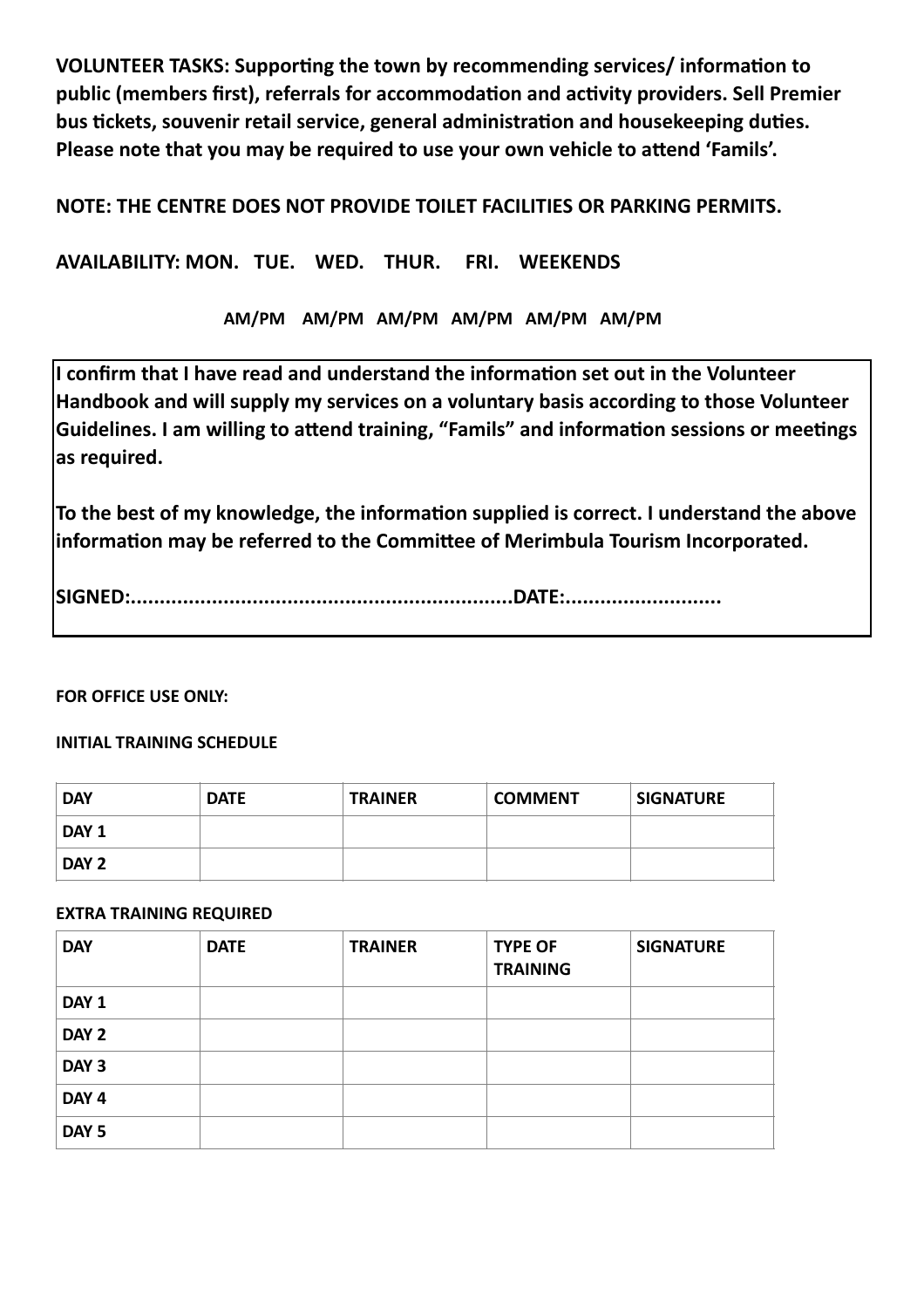**VOLUNTEER TASKS: Supporting the town by recommending services/ information to public (members first), referrals for accommodation and activity providers. Sell Premier bus tickets, souvenir retail service, general administration and housekeeping duties. Please note that you may be required to use your own vehicle to attend 'Famils'.**

**NOTE: THE CENTRE DOES NOT PROVIDE TOILET FACILITIES OR PARKING PERMITS.**

**AVAILABILITY: MON. TUE. WED. THUR. FRI. WEEKENDS**

**AM/PM AM/PM AM/PM AM/PM AM/PM AM/PM**

**I confirm that I have read and understand the information set out in the Volunteer Handbook and will supply my services on a voluntary basis according to those Volunteer Guidelines. I am willing to attend training, "Famils" and information sessions or meetings as required.**

**To the best of my knowledge, the information supplied is correct. I understand the above information may be referred to the Committee of Merimbula Tourism Incorporated.**

**SIGNED:...............................................................DATE:..........................**

**FOR OFFICE USE ONLY:**

**INITIAL TRAINING SCHEDULE**

| DAY | DATE | TRAINER | COMMENT | SIGNATURE |
|---|---|---|---|---|
| DAY 1 | | | | |
| DAY 2 | | | | |

**EXTRA TRAINING REQUIRED**

| DAY | DATE | TRAINER | TYPE OF TRAINING | SIGNATURE |
|---|---|---|---|---|
| DAY 1 | | | | |
| DAY 2 | | | | |
| DAY 3 | | | | |
| DAY 4 | | | | |
| DAY 5 | | | | |